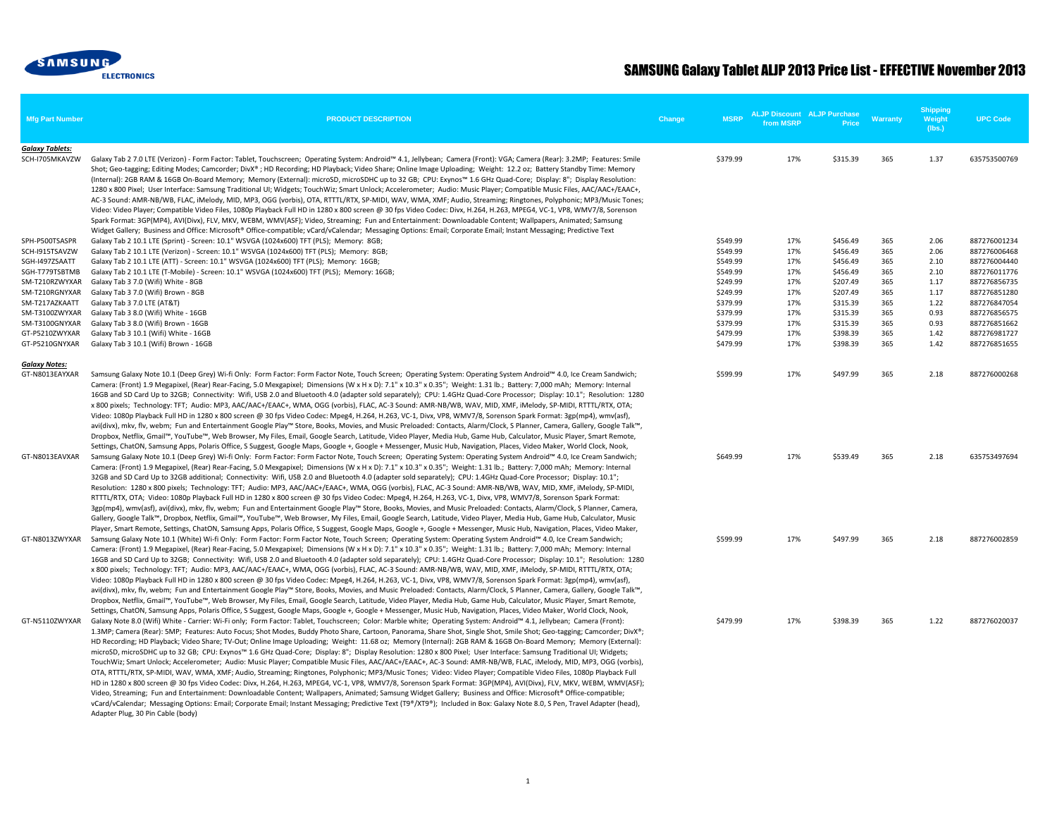SAMSUNG ELECTRONICS

# SAMSUNG Galaxy Tablet ALJP 2013 Price List - EFFECTIVE November 2013

| Mfg Part Number | PRODUCT DESCRIPTION | Change | MSRP | ALJP Discount from MSRP | ALJP Purchase Price | Warranty | Shipping Weight (lbs.) | UPC Code |
|---|---|---|---|---|---|---|---|---|
| ***Galaxy Tablets:*** | | | | | | | | |
| SCH-I705MKAVZW | Galaxy Tab 2 7.0 LTE (Verizon) - Form Factor: Tablet, Touchscreen; Operating System: Android™ 4.1, Jellybean; Camera (Front): VGA; Camera (Rear): 3.2MP; Features: Smile Shot; Geo-tagging; Editing Modes; Camcorder; DivX® ; HD Recording; HD Playback; Video Share; Online Image Uploading; Weight: 12.2 oz; Battery Standby Time: Memory (Internal): 2GB RAM & 16GB On-Board Memory; Memory (External): microSD, microSDHC up to 32 GB; CPU: Exynos™ 1.6 GHz Quad-Core; Display: 8"; Display Resolution: 1280 x 800 Pixel; User Interface: Samsung Traditional UI; Widgets; TouchWiz; Smart Unlock; Accelerometer; Audio: Music Player; Compatible Music Files, AAC/AAC+/EAAC+, AC-3 Sound: AMR-NB/WB, FLAC, iMelody, MID, MP3, OGG (vorbis), OTA, RTTTL/RTX, SP-MIDI, WAV, WMA, XMF; Audio, Streaming; Ringtones, Polyphonic; MP3/Music Tones; Video: Video Player; Compatible Video Files, 1080p Playback Full HD in 1280 x 800 screen @ 30 fps Video Codec: Divx, H.264, H.263, MPEG4, VC-1, VP8, WMV7/8, Sorenson Spark Format: 3GP(MP4), AVI(Divx), FLV, MKV, WEBM, WMV(ASF); Video, Streaming; Fun and Entertainment: Downloadable Content; Wallpapers, Animated; Samsung Widget Gallery; Business and Office: Microsoft® Office-compatible; vCard/vCalendar; Messaging Options: Email; Corporate Email; Instant Messaging; Predictive Text | | $379.99 | 17% | $315.39 | 365 | 1.37 | 635753500769 |
| SPH-P500TSASPR | Galaxy Tab 2 10.1 LTE (Sprint) - Screen: 10.1" WSVGA (1024x600) TFT (PLS); Memory: 8GB; | | $549.99 | 17% | $456.49 | 365 | 2.06 | 887276001234 |
| SCH-I915TSAVZW | Galaxy Tab 2 10.1 LTE (Verizon) - Screen: 10.1" WSVGA (1024x600) TFT (PLS); Memory: 8GB; | | $549.99 | 17% | $456.49 | 365 | 2.06 | 887276006468 |
| SGH-I497ZSAATT | Galaxy Tab 2 10.1 LTE (ATT) - Screen: 10.1" WSVGA (1024x600) TFT (PLS); Memory: 16GB; | | $549.99 | 17% | $456.49 | 365 | 2.10 | 887276004440 |
| SGH-T779TSBTMB | Galaxy Tab 2 10.1 LTE (T-Mobile) - Screen: 10.1" WSVGA (1024x600) TFT (PLS); Memory: 16GB; | | $549.99 | 17% | $456.49 | 365 | 2.10 | 887276011776 |
| SM-T210RZWYXAR | Galaxy Tab 3 7.0 (Wifi) White - 8GB | | $249.99 | 17% | $207.49 | 365 | 1.17 | 887276856735 |
| SM-T210RGNYXAR | Galaxy Tab 3 7.0 (Wifi) Brown - 8GB | | $249.99 | 17% | $207.49 | 365 | 1.17 | 887276851280 |
| SM-T217AZKAATT | Galaxy Tab 3 7.0 LTE (AT&T) | | $379.99 | 17% | $315.39 | 365 | 1.22 | 887276847054 |
| SM-T3100ZWYXAR | Galaxy Tab 3 8.0 (Wifi) White - 16GB | | $379.99 | 17% | $315.39 | 365 | 0.93 | 887276856575 |
| SM-T3100GNYXAR | Galaxy Tab 3 8.0 (Wifi) Brown - 16GB | | $379.99 | 17% | $315.39 | 365 | 0.93 | 887276851662 |
| GT-P5210ZWYXAR | Galaxy Tab 3 10.1 (Wifi) White - 16GB | | $479.99 | 17% | $398.39 | 365 | 1.42 | 887276981727 |
| GT-P5210GNYXAR | Galaxy Tab 3 10.1 (Wifi) Brown - 16GB | | $479.99 | 17% | $398.39 | 365 | 1.42 | 887276851655 |
| ***Galaxy Notes:*** | | | | | | | | |
| GT-N8013EAYXAR | Samsung Galaxy Note 10.1 (Deep Grey) Wi-fi Only: Form Factor: Form Factor Note, Touch Screen; Operating System: Operating System Android™ 4.0, Ice Cream Sandwich; Camera: (Front) 1.9 Megapixel, (Rear) Rear-Facing, 5.0 Mexgapixel; Dimensions (W x H x D): 7.1" x 10.3" x 0.35"; Weight: 1.31 lb.; Battery: 7,000 mAh; Memory: Internal 16GB and SD Card Up to 32GB; Connectivity: Wifi, USB 2.0 and Bluetooth 4.0 (adapter sold separately); CPU: 1.4GHz Quad-Core Processor; Display: 10.1"; Resolution: 1280 x 800 pixels; Technology: TFT; Audio: MP3, AAC/AAC+/EAAC+, WMA, OGG (vorbis), FLAC, AC-3 Sound: AMR-NB/WB, WAV, MID, XMF, iMelody, SP-MIDI, RTTTL/RTX, OTA; Video: 1080p Playback Full HD in 1280 x 800 screen @ 30 fps Video Codec: Mpeg4, H.264, H.263, VC-1, Divx, VP8, WMV7/8, Sorenson Spark Format: 3gp(mp4), wmv(asf), avi(divx), mkv, flv, webm; Fun and Entertainment Google Play™ Store, Books, Movies, and Music Preloaded: Contacts, Alarm/Clock, S Planner, Camera, Gallery, Google Talk™, Dropbox, Netflix, Gmail™, YouTube™, Web Browser, My Files, Email, Google Search, Latitude, Video Player, Media Hub, Game Hub, Calculator, Music Player, Smart Remote, Settings, ChatON, Samsung Apps, Polaris Office, S Suggest, Google Maps, Google +, Google + Messenger, Music Hub, Navigation, Places, Video Maker, World Clock, Nook, | | $599.99 | 17% | $497.99 | 365 | 2.18 | 887276000268 |
| GT-N8013EAVXAR | Samsung Galaxy Note 10.1 (Deep Grey) Wi-fi Only: Form Factor: Form Factor Note, Touch Screen; Operating System: Operating System Android™ 4.0, Ice Cream Sandwich; Camera: (Front) 1.9 Megapixel, (Rear) Rear-Facing, 5.0 Mexgapixel; Dimensions (W x H x D): 7.1" x 10.3" x 0.35"; Weight: 1.31 lb.; Battery: 7,000 mAh; Memory: Internal 32GB and SD Card Up to 32GB additional; Connectivity: Wifi, USB 2.0 and Bluetooth 4.0 (adapter sold separately); CPU: 1.4GHz Quad-Core Processor; Display: 10.1"; Resolution: 1280 x 800 pixels; Technology: TFT; Audio: MP3, AAC/AAC+/EAAC+, WMA, OGG (vorbis), FLAC, AC-3 Sound: AMR-NB/WB, WAV, MID, XMF, iMelody, SP-MIDI, RTTTL/RTX, OTA; Video: 1080p Playback Full HD in 1280 x 800 screen @ 30 fps Video Codec: Mpeg4, H.264, H.263, VC-1, Divx, VP8, WMV7/8, Sorenson Spark Format: 3gp(mp4), wmv(asf), avi(divx), mkv, flv, webm; Fun and Entertainment Google Play™ Store, Books, Movies, and Music Preloaded: Contacts, Alarm/Clock, S Planner, Camera, Gallery, Google Talk™, Dropbox, Netflix, Gmail™, YouTube™, Web Browser, My Files, Email, Google Search, Latitude, Video Player, Media Hub, Game Hub, Calculator, Music Player, Smart Remote, Settings, ChatON, Samsung Apps, Polaris Office, S Suggest, Google Maps, Google +, Google + Messenger, Music Hub, Navigation, Places, Video Maker, | | $649.99 | 17% | $539.49 | 365 | 2.18 | 635753497694 |
| GT-N8013ZWYXAR | Samsung Galaxy Note 10.1 (White) Wi-fi Only: Form Factor: Form Factor Note, Touch Screen; Operating System: Operating System Android™ 4.0, Ice Cream Sandwich; Camera: (Front) 1.9 Megapixel, (Rear) Rear-Facing, 5.0 Mexgapixel; Dimensions (W x H x D): 7.1" x 10.3" x 0.35"; Weight: 1.31 lb.; Battery: 7,000 mAh; Memory: Internal 16GB and SD Card Up to 32GB; Connectivity: Wifi, USB 2.0 and Bluetooth 4.0 (adapter sold separately); CPU: 1.4GHz Quad-Core Processor; Display: 10.1"; Resolution: 1280 x 800 pixels; Technology: TFT; Audio: MP3, AAC/AAC+/EAAC+, WMA, OGG (vorbis), FLAC, AC-3 Sound: AMR-NB/WB, WAV, MID, XMF, iMelody, SP-MIDI, RTTTL/RTX, OTA; Video: 1080p Playback Full HD in 1280 x 800 screen @ 30 fps Video Codec: Mpeg4, H.264, H.263, VC-1, Divx, VP8, WMV7/8, Sorenson Spark Format: 3gp(mp4), wmv(asf), avi(divx), mkv, flv, webm; Fun and Entertainment Google Play™ Store, Books, Movies, and Music Preloaded: Contacts, Alarm/Clock, S Planner, Camera, Gallery, Google Talk™, Dropbox, Netflix, Gmail™, YouTube™, Web Browser, My Files, Email, Google Search, Latitude, Video Player, Media Hub, Game Hub, Calculator, Music Player, Smart Remote, Settings, ChatON, Samsung Apps, Polaris Office, S Suggest, Google Maps, Google +, Google + Messenger, Music Hub, Navigation, Places, Video Maker, World Clock, Nook, | | $599.99 | 17% | $497.99 | 365 | 2.18 | 887276002859 |
| GT-N5110ZWYXAR | Galaxy Note 8.0 (Wifi) White - Carrier: Wi-Fi only; Form Factor: Tablet, Touchscreen; Color: Marble white; Operating System: Android™ 4.1, Jellybean; Camera (Front): 1.3MP; Camera (Rear): 5MP; Features: Auto Focus; Shot Modes, Buddy Photo Share, Cartoon, Panorama, Share Shot, Single Shot, Smile Shot; Geo-tagging; Camcorder; DivX®; HD Recording; HD Playback; Video Share; TV-Out; Online Image Uploading; Weight: 11.68 oz; Memory (Internal): 2GB RAM & 16GB On-Board Memory; Memory (External): microSD, microSDHC up to 32 GB; CPU: Exynos™ 1.6 GHz Quad-Core; Display: 8"; Display Resolution: 1280 x 800 Pixel; User Interface: Samsung Traditional UI; Widgets; TouchWiz; Smart Unlock; Accelerometer; Audio: Music Player; Compatible Music Files, AAC/AAC+/EAAC+, AC-3 Sound: AMR-NB/WB, FLAC, iMelody, MID, MP3, OGG (vorbis), OTA, RTTTL/RTX, SP-MIDI, WAV, WMA, XMF; Audio, Streaming; Ringtones, Polyphonic; MP3/Music Tones; Video: Video Player; Compatible Video Files, 1080p Playback Full HD in 1280 x 800 screen @ 30 fps Video Codec: Divx, H.264, H.263, MPEG4, VC-1, VP8, WMV7/8, Sorenson Spark Format: 3GP(MP4), AVI(Divx), FLV, MKV, WEBM, WMV(ASF); Video, Streaming; Fun and Entertainment: Downloadable Content; Wallpapers, Animated; Samsung Widget Gallery; Business and Office: Microsoft® Office-compatible; vCard/vCalendar; Messaging Options: Email; Corporate Email; Instant Messaging; Predictive Text (T9®/XT9®); Included in Box: Galaxy Note 8.0, S Pen, Travel Adapter (head), Adapter Plug, 30 Pin Cable (body) | | $479.99 | 17% | $398.39 | 365 | 1.22 | 887276020037 |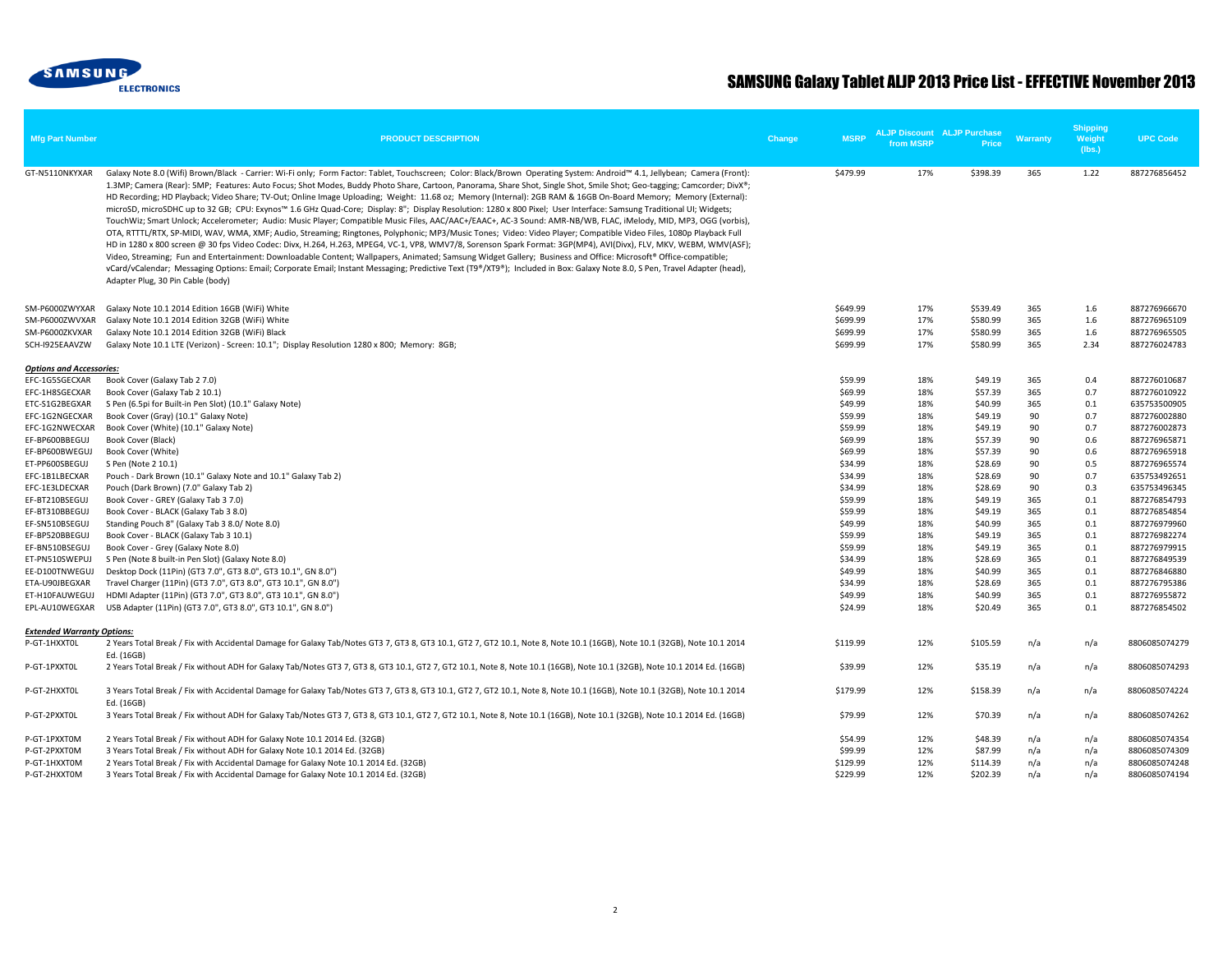# SAMSUNG Galaxy Tablet ALJP 2013 Price List - EFFECTIVE November 2013

SAMSUNG ELECTRONICS

| Mfg Part Number | PRODUCT DESCRIPTION | Change | MSRP | ALJP Discount from MSRP | ALJP Purchase Price | Warranty | Shipping Weight (lbs.) | UPC Code |
|---|---|---|---|---|---|---|---|---|
| GT-N5110NKYXAR | Galaxy Note 8.0 (Wifi) Brown/Black - Carrier: Wi-Fi only; Form Factor: Tablet, Touchscreen; Color: Black/Brown Operating System: Android™ 4.1, Jellybean; Camera (Front): 1.3MP; Camera (Rear): 5MP; Features: Auto Focus; Shot Modes, Buddy Photo Share, Cartoon, Panorama, Share Shot, Single Shot, Smile Shot; Geo-tagging; Camcorder; DivX®; HD Recording; HD Playback; Video Share; TV-Out; Online Image Uploading; Weight: 11.68 oz; Memory (Internal): 2GB RAM & 16GB On-Board Memory; Memory (External): microSD, microSDHC up to 32 GB; CPU: Exynos™ 1.6 GHz Quad-Core; Display: 8"; Display Resolution: 1280 x 800 Pixel; User Interface: Samsung Traditional UI; Widgets; TouchWiz; Smart Unlock; Accelerometer; Audio: Music Player; Compatible Music Files, AAC/AAC+/EAAC+, AC-3 Sound: AMR-NB/WB, FLAC, iMelody, MID, MP3, OGG (vorbis), OTA, RTTTL/RTX, SP-MIDI, WAV, WMA, XMF; Audio, Streaming; Ringtones, Polyphonic; MP3/Music Tones; Video: Video Player; Compatible Video Files, 1080p Playback Full HD in 1280 x 800 screen @ 30 fps Video Codec: Divx, H.264, H.263, MPEG4, VC-1, VP8, WMV7/8, Sorenson Spark Format: 3GP(MP4), AVI(Divx), FLV, MKV, WEBM, WMV(ASF); Video, Streaming; Fun and Entertainment: Downloadable Content; Wallpapers, Animated; Samsung Widget Gallery; Business and Office: Microsoft® Office-compatible; vCard/vCalendar; Messaging Options: Email; Corporate Email; Instant Messaging; Predictive Text (T9®/XT9®); Included in Box: Galaxy Note 8.0, S Pen, Travel Adapter (head), Adapter Plug, 30 Pin Cable (body) | | $479.99 | 17% | $398.39 | 365 | 1.22 | 887276856452 |
| SM-P6000ZWYXAR | Galaxy Note 10.1 2014 Edition 16GB (WiFi) White | | $649.99 | 17% | $539.49 | 365 | 1.6 | 887276966670 |
| SM-P6000ZWVXAR | Galaxy Note 10.1 2014 Edition 32GB (WiFi) White | | $699.99 | 17% | $580.99 | 365 | 1.6 | 887276965109 |
| SM-P6000ZKVXAR | Galaxy Note 10.1 2014 Edition 32GB (WiFi) Black | | $699.99 | 17% | $580.99 | 365 | 1.6 | 887276965505 |
| SCH-I925EAAVZW | Galaxy Note 10.1 LTE (Verizon) - Screen: 10.1"; Display Resolution 1280 x 800; Memory: 8GB; | | $699.99 | 17% | $580.99 | 365 | 2.34 | 887276024783 |
| ***Options and Accessories:*** | | | | | | | | |
| EFC-1G5SGECXAR | Book Cover (Galaxy Tab 2 7.0) | | $59.99 | 18% | $49.19 | 365 | 0.4 | 887276010687 |
| EFC-1H8SGECXAR | Book Cover (Galaxy Tab 2 10.1) | | $69.99 | 18% | $57.39 | 365 | 0.7 | 887276010922 |
| ETC-S1G2BEGXAR | S Pen (6.5pi for Built-in Pen Slot) (10.1" Galaxy Note) | | $49.99 | 18% | $40.99 | 365 | 0.1 | 635753500905 |
| EFC-1G2NGECXAR | Book Cover (Gray) (10.1" Galaxy Note) | | $59.99 | 18% | $49.19 | 90 | 0.7 | 887276002880 |
| EFC-1G2NWECXAR | Book Cover (White) (10.1" Galaxy Note) | | $59.99 | 18% | $49.19 | 90 | 0.7 | 887276002873 |
| EF-BP600BBEGUJ | Book Cover (Black) | | $69.99 | 18% | $57.39 | 90 | 0.6 | 887276965871 |
| EF-BP600BWEGUJ | Book Cover (White) | | $69.99 | 18% | $57.39 | 90 | 0.6 | 887276965918 |
| ET-PP600SBEGUJ | S Pen (Note 2 10.1) | | $34.99 | 18% | $28.69 | 90 | 0.5 | 887276965574 |
| EFC-1B1LBECXAR | Pouch - Dark Brown (10.1" Galaxy Note and 10.1" Galaxy Tab 2) | | $34.99 | 18% | $28.69 | 90 | 0.7 | 635753492651 |
| EFC-1E3LDECXAR | Pouch (Dark Brown) (7.0" Galaxy Tab 2) | | $34.99 | 18% | $28.69 | 90 | 0.3 | 635753496345 |
| EF-BT210BSEGUJ | Book Cover - GREY (Galaxy Tab 3 7.0) | | $59.99 | 18% | $49.19 | 365 | 0.1 | 887276854793 |
| EF-BT310BBEGUJ | Book Cover - BLACK (Galaxy Tab 3 8.0) | | $59.99 | 18% | $49.19 | 365 | 0.1 | 887276854854 |
| EF-SN510BSEGUJ | Standing Pouch 8" (Galaxy Tab 3 8.0/ Note 8.0) | | $49.99 | 18% | $40.99 | 365 | 0.1 | 887276979960 |
| EF-BP520BBEGUJ | Book Cover - BLACK (Galaxy Tab 3 10.1) | | $59.99 | 18% | $49.19 | 365 | 0.1 | 887276982274 |
| EF-BN510BSEGUJ | Book Cover - Grey (Galaxy Note 8.0) | | $59.99 | 18% | $49.19 | 365 | 0.1 | 887276979915 |
| ET-PN510SWEPUJ | S Pen (Note 8 built-in Pen Slot) (Galaxy Note 8.0) | | $34.99 | 18% | $28.69 | 365 | 0.1 | 887276849539 |
| EE-D100TNWEGUJ | Desktop Dock (11Pin) (GT3 7.0", GT3 8.0", GT3 10.1", GN 8.0") | | $49.99 | 18% | $40.99 | 365 | 0.1 | 887276846880 |
| ETA-U90JBEGXAR | Travel Charger (11Pin) (GT3 7.0", GT3 8.0", GT3 10.1", GN 8.0") | | $34.99 | 18% | $28.69 | 365 | 0.1 | 887276795386 |
| ET-H10FAUWEGUJ | HDMI Adapter (11Pin) (GT3 7.0", GT3 8.0", GT3 10.1", GN 8.0") | | $49.99 | 18% | $40.99 | 365 | 0.1 | 887276955872 |
| EPL-AU10WEGXAR | USB Adapter (11Pin) (GT3 7.0", GT3 8.0", GT3 10.1", GN 8.0") | | $24.99 | 18% | $20.49 | 365 | 0.1 | 887276854502 |
| ***Extended Warranty Options:*** | | | | | | | | |
| P-GT-1HXXT0L | 2 Years Total Break / Fix with Accidental Damage for Galaxy Tab/Notes GT3 7, GT3 8, GT3 10.1, GT2 7, GT2 10.1, Note 8, Note 10.1 (16GB), Note 10.1 (32GB), Note 10.1 2014 Ed. (16GB) | | $119.99 | 12% | $105.59 | n/a | n/a | 8806085074279 |
| P-GT-1PXXT0L | 2 Years Total Break / Fix without ADH for Galaxy Tab/Notes GT3 7, GT3 8, GT3 10.1, GT2 7, GT2 10.1, Note 8, Note 10.1 (16GB), Note 10.1 (32GB), Note 10.1 2014 Ed. (16GB) | | $39.99 | 12% | $35.19 | n/a | n/a | 8806085074293 |
| P-GT-2HXXT0L | 3 Years Total Break / Fix with Accidental Damage for Galaxy Tab/Notes GT3 7, GT3 8, GT3 10.1, GT2 7, GT2 10.1, Note 8, Note 10.1 (16GB), Note 10.1 (32GB), Note 10.1 2014 Ed. (16GB) | | $179.99 | 12% | $158.39 | n/a | n/a | 8806085074224 |
| P-GT-2PXXT0L | 3 Years Total Break / Fix without ADH for Galaxy Tab/Notes GT3 7, GT3 8, GT3 10.1, GT2 7, GT2 10.1, Note 8, Note 10.1 (16GB), Note 10.1 (32GB), Note 10.1 2014 Ed. (16GB) | | $79.99 | 12% | $70.39 | n/a | n/a | 8806085074262 |
| P-GT-1PXXT0M | 2 Years Total Break / Fix without ADH for Galaxy Note 10.1 2014 Ed. (32GB) | | $54.99 | 12% | $48.39 | n/a | n/a | 8806085074354 |
| P-GT-2PXXT0M | 3 Years Total Break / Fix without ADH for Galaxy Note 10.1 2014 Ed. (32GB) | | $99.99 | 12% | $87.99 | n/a | n/a | 8806085074309 |
| P-GT-1HXXT0M | 2 Years Total Break / Fix with Accidental Damage for Galaxy Note 10.1 2014 Ed. (32GB) | | $129.99 | 12% | $114.39 | n/a | n/a | 8806085074248 |
| P-GT-2HXXT0M | 3 Years Total Break / Fix with Accidental Damage for Galaxy Note 10.1 2014 Ed. (32GB) | | $229.99 | 12% | $202.39 | n/a | n/a | 8806085074194 |